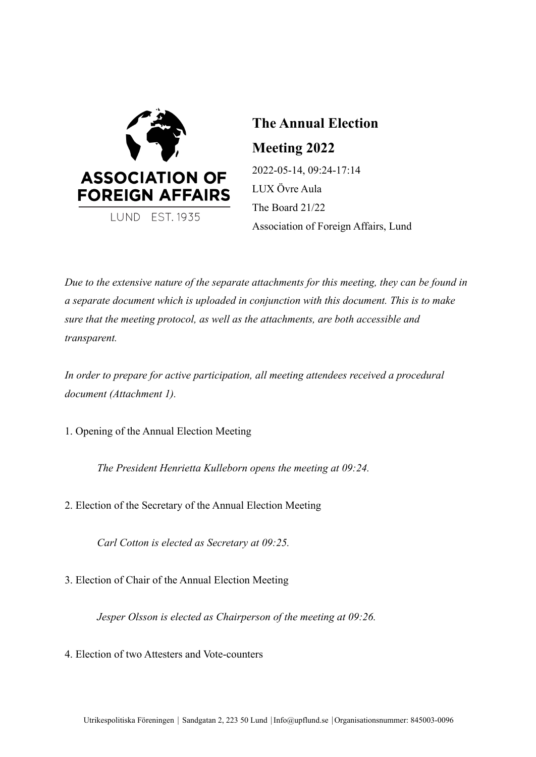ASSOCIATION OF FOREIGN AFFAIRS

LUND EST. 1935

# The Annual Election Meeting 2022

2022-05-14, 09:24-17:14

LUX Övre Aula

The Board 21/22

Association of Foreign Affairs, Lund

*Due to the extensive nature of the separate attachments for this meeting, they can be found in a separate document which is uploaded in conjunction with this document. This is to make sure that the meeting protocol, as well as the attachments, are both accessible and transparent.*

*In order to prepare for active participation, all meeting attendees received a procedural document (Attachment 1).*

1. Opening of the Annual Election Meeting

   *The President Henrietta Kulleborn opens the meeting at 09:24.*

2. Election of the Secretary of the Annual Election Meeting

   *Carl Cotton is elected as Secretary at 09:25.*

3. Election of Chair of the Annual Election Meeting

   *Jesper Olsson is elected as Chairperson of the meeting at 09:26.*

4. Election of two Attesters and Vote-counters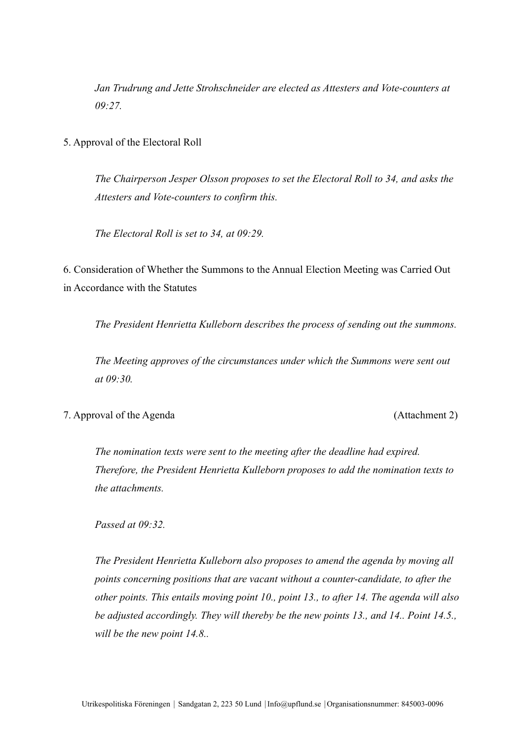*Jan Trudrung and Jette Strohschneider are elected as Attesters and Vote-counters at 09:27.*

5. Approval of the Electoral Roll

*The Chairperson Jesper Olsson proposes to set the Electoral Roll to 34, and asks the Attesters and Vote-counters to confirm this.*

*The Electoral Roll is set to 34, at 09:29.*

6. Consideration of Whether the Summons to the Annual Election Meeting was Carried Out in Accordance with the Statutes

*The President Henrietta Kulleborn describes the process of sending out the summons.*

*The Meeting approves of the circumstances under which the Summons were sent out at 09:30.*

7. Approval of the Agenda (Attachment 2)

*The nomination texts were sent to the meeting after the deadline had expired. Therefore, the President Henrietta Kulleborn proposes to add the nomination texts to the attachments.*

*Passed at 09:32.*

*The President Henrietta Kulleborn also proposes to amend the agenda by moving all points concerning positions that are vacant without a counter-candidate, to after the other points. This entails moving point 10., point 13., to after 14. The agenda will also be adjusted accordingly. They will thereby be the new points 13., and 14.. Point 14.5., will be the new point 14.8..*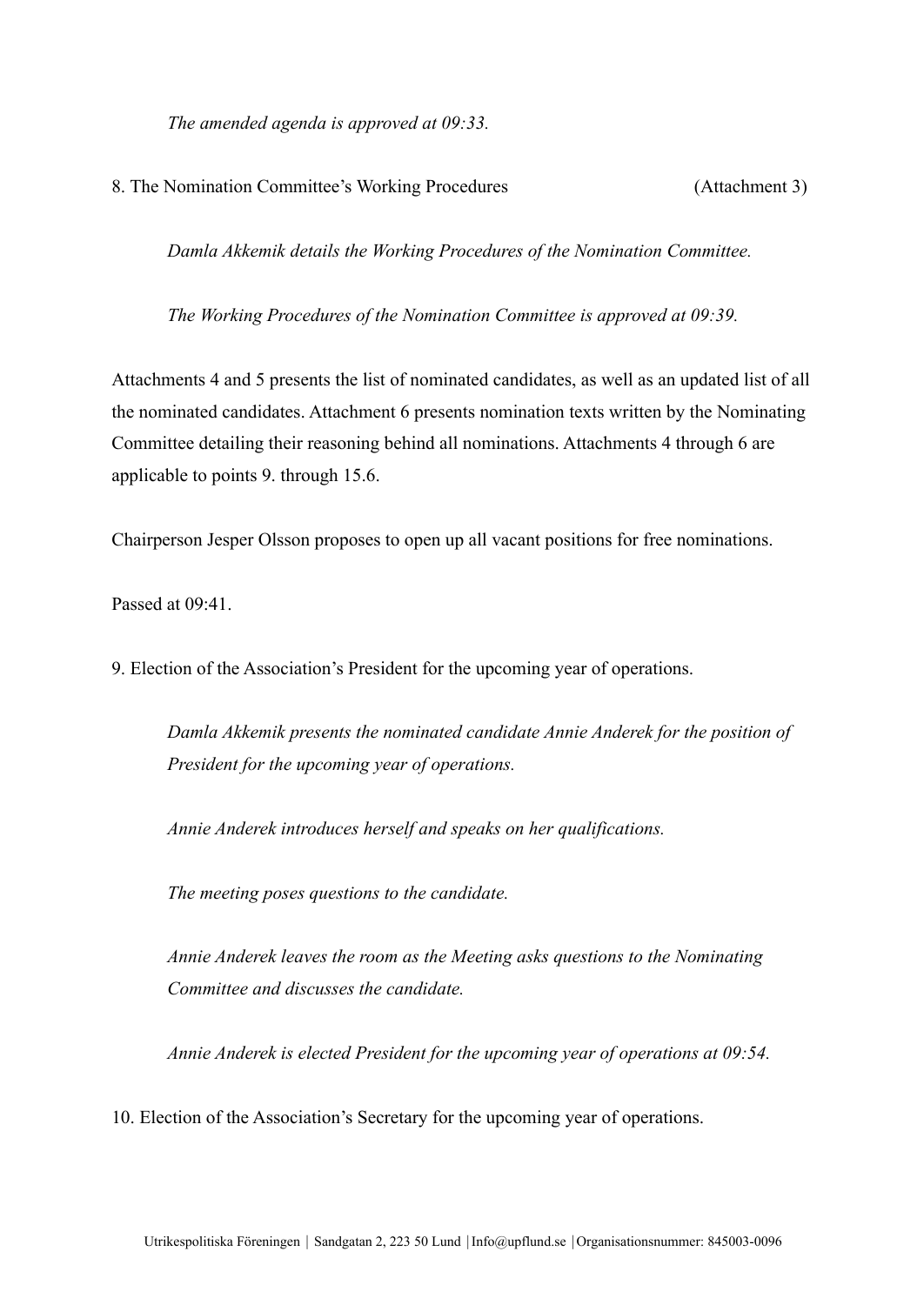*The amended agenda is approved at 09:33.*

8. The Nomination Committee's Working Procedures (Attachment 3)

*Damla Akkemik details the Working Procedures of the Nomination Committee.*

*The Working Procedures of the Nomination Committee is approved at 09:39.*

Attachments 4 and 5 presents the list of nominated candidates, as well as an updated list of all the nominated candidates. Attachment 6 presents nomination texts written by the Nominating Committee detailing their reasoning behind all nominations. Attachments 4 through 6 are applicable to points 9. through 15.6.

Chairperson Jesper Olsson proposes to open up all vacant positions for free nominations.

Passed at 09:41.

9. Election of the Association's President for the upcoming year of operations.

*Damla Akkemik presents the nominated candidate Annie Anderek for the position of President for the upcoming year of operations.*

*Annie Anderek introduces herself and speaks on her qualifications.*

*The meeting poses questions to the candidate.*

*Annie Anderek leaves the room as the Meeting asks questions to the Nominating Committee and discusses the candidate.*

*Annie Anderek is elected President for the upcoming year of operations at 09:54.*

10. Election of the Association's Secretary for the upcoming year of operations.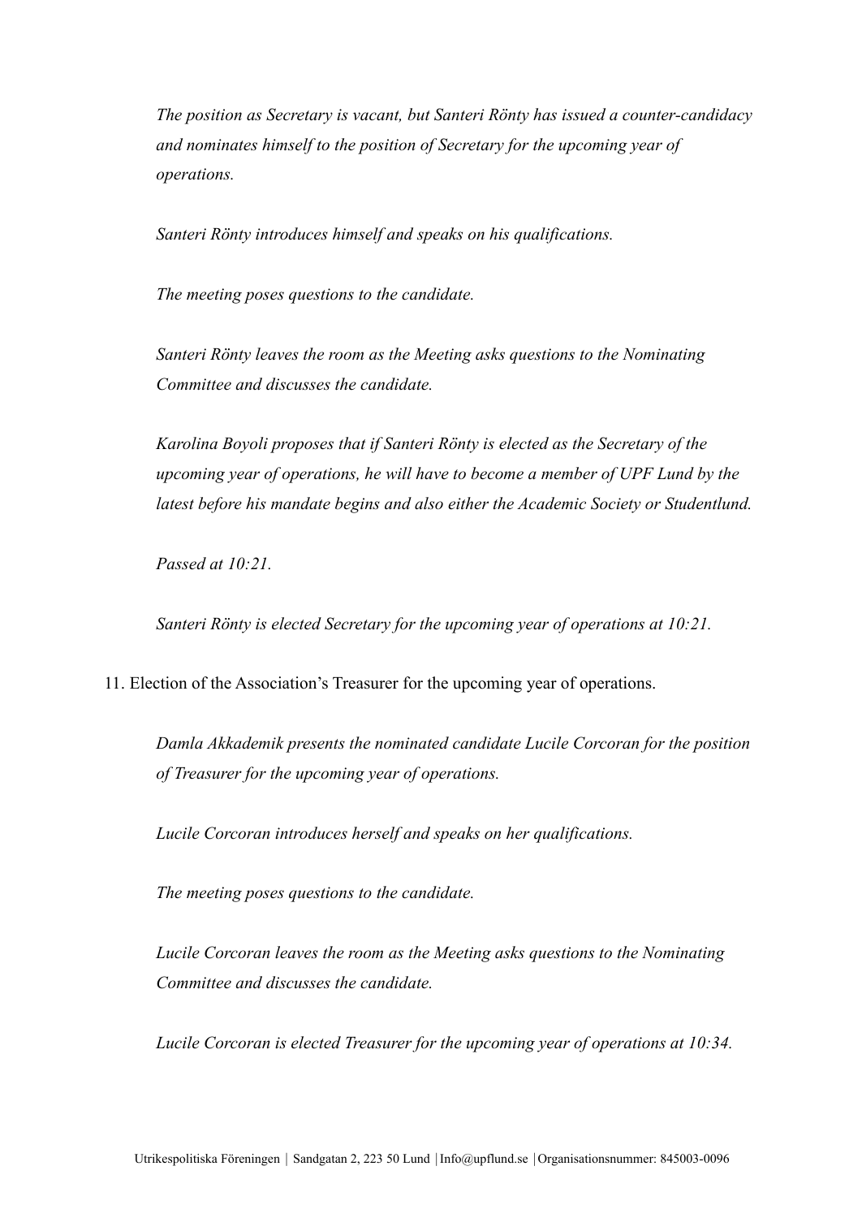*The position as Secretary is vacant, but Santeri Rönty has issued a counter-candidacy and nominates himself to the position of Secretary for the upcoming year of operations.*

*Santeri Rönty introduces himself and speaks on his qualifications.*

*The meeting poses questions to the candidate.*

*Santeri Rönty leaves the room as the Meeting asks questions to the Nominating Committee and discusses the candidate.*

*Karolina Boyoli proposes that if Santeri Rönty is elected as the Secretary of the upcoming year of operations, he will have to become a member of UPF Lund by the latest before his mandate begins and also either the Academic Society or Studentlund.*

*Passed at 10:21.*

*Santeri Rönty is elected Secretary for the upcoming year of operations at 10:21.*

11. Election of the Association's Treasurer for the upcoming year of operations.

*Damla Akkademik presents the nominated candidate Lucile Corcoran for the position of Treasurer for the upcoming year of operations.*

*Lucile Corcoran introduces herself and speaks on her qualifications.*

*The meeting poses questions to the candidate.*

*Lucile Corcoran leaves the room as the Meeting asks questions to the Nominating Committee and discusses the candidate.*

*Lucile Corcoran is elected Treasurer for the upcoming year of operations at 10:34.*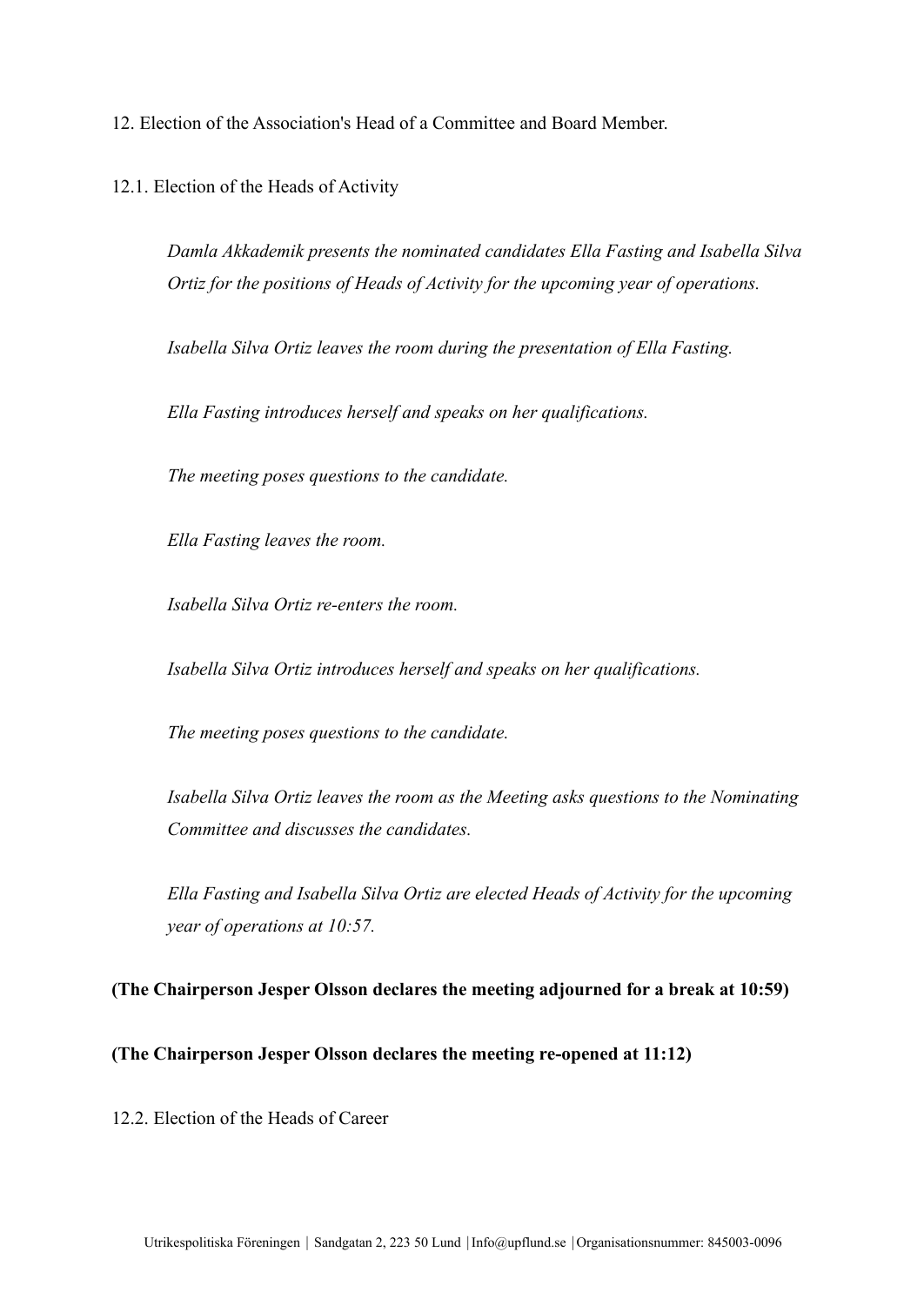12. Election of the Association's Head of a Committee and Board Member.

12.1. Election of the Heads of Activity

*Damla Akkademik presents the nominated candidates Ella Fasting and Isabella Silva Ortiz for the positions of Heads of Activity for the upcoming year of operations.*

*Isabella Silva Ortiz leaves the room during the presentation of Ella Fasting.*

*Ella Fasting introduces herself and speaks on her qualifications.*

*The meeting poses questions to the candidate.*

*Ella Fasting leaves the room.*

*Isabella Silva Ortiz re-enters the room.*

*Isabella Silva Ortiz introduces herself and speaks on her qualifications.*

*The meeting poses questions to the candidate.*

*Isabella Silva Ortiz leaves the room as the Meeting asks questions to the Nominating Committee and discusses the candidates.*

*Ella Fasting and Isabella Silva Ortiz are elected Heads of Activity for the upcoming year of operations at 10:57.*

**(The Chairperson Jesper Olsson declares the meeting adjourned for a break at 10:59)**

**(The Chairperson Jesper Olsson declares the meeting re-opened at 11:12)**

12.2. Election of the Heads of Career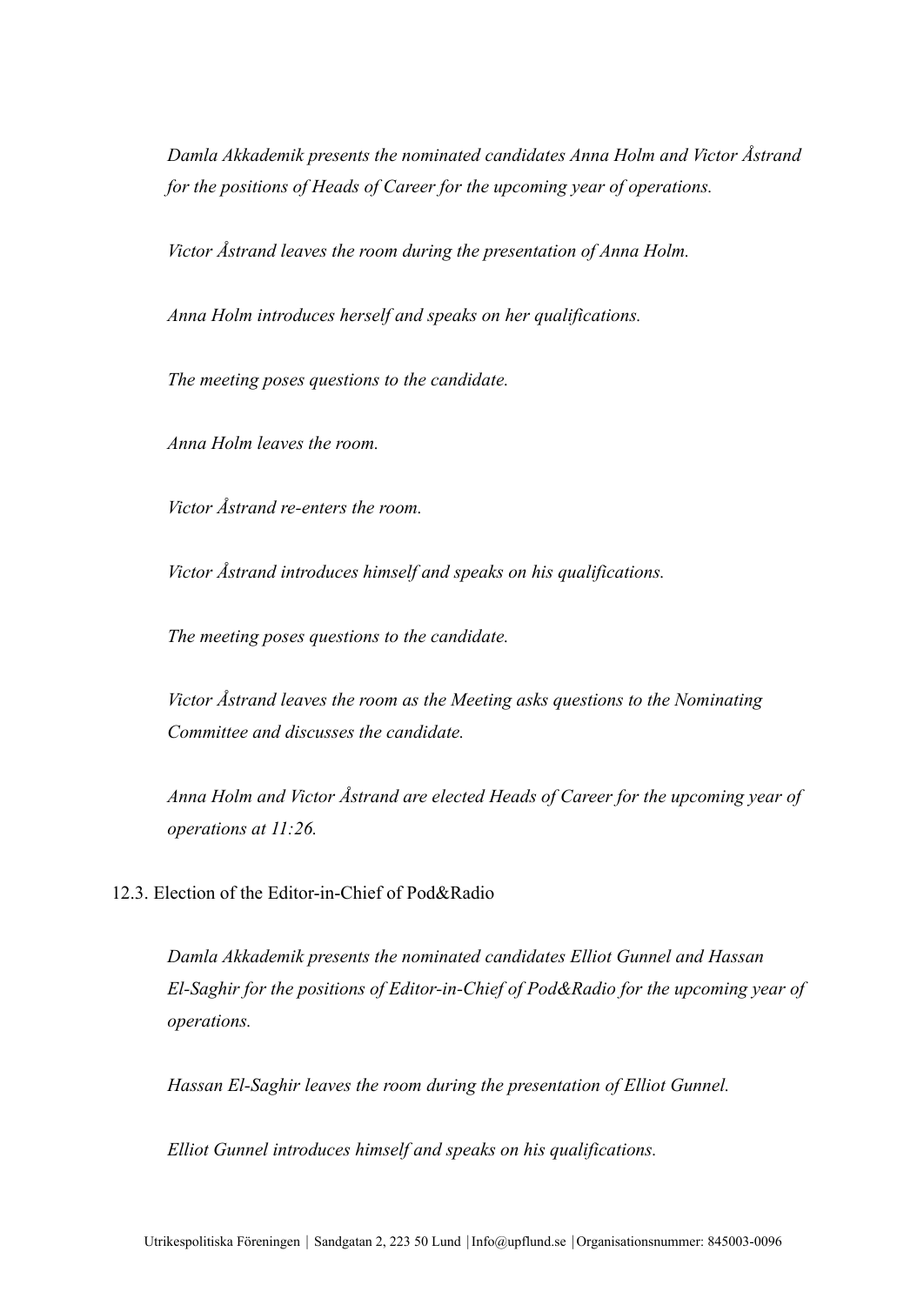*Damla Akkademik presents the nominated candidates Anna Holm and Victor Åstrand for the positions of Heads of Career for the upcoming year of operations.*

*Victor Åstrand leaves the room during the presentation of Anna Holm.*

*Anna Holm introduces herself and speaks on her qualifications.*

*The meeting poses questions to the candidate.*

*Anna Holm leaves the room.*

*Victor Åstrand re-enters the room.*

*Victor Åstrand introduces himself and speaks on his qualifications.*

*The meeting poses questions to the candidate.*

*Victor Åstrand leaves the room as the Meeting asks questions to the Nominating Committee and discusses the candidate.*

*Anna Holm and Victor Åstrand are elected Heads of Career for the upcoming year of operations at 11:26.*

12.3. Election of the Editor-in-Chief of Pod&Radio

*Damla Akkademik presents the nominated candidates Elliot Gunnel and Hassan El-Saghir for the positions of Editor-in-Chief of Pod&Radio for the upcoming year of operations.*

*Hassan El-Saghir leaves the room during the presentation of Elliot Gunnel.*

*Elliot Gunnel introduces himself and speaks on his qualifications.*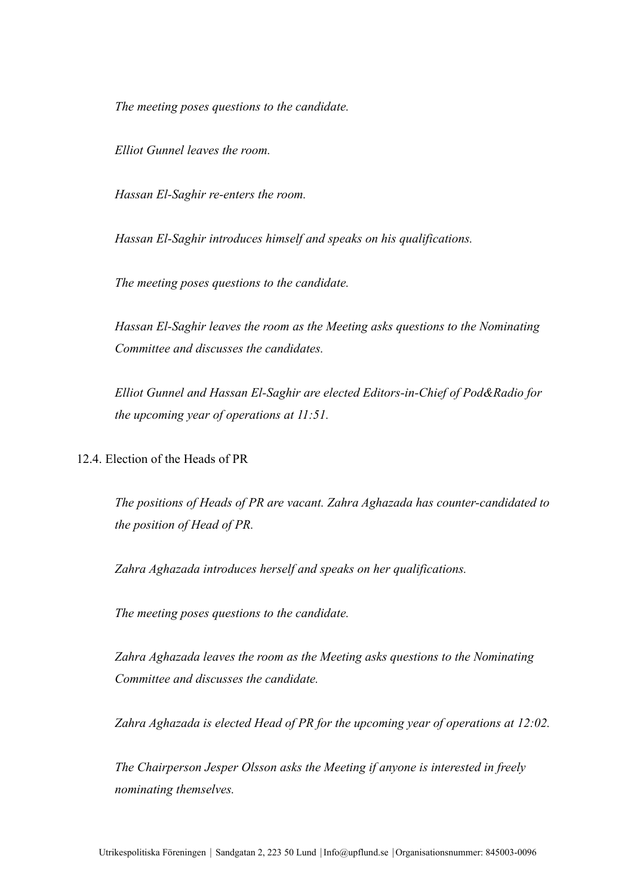*The meeting poses questions to the candidate.*

*Elliot Gunnel leaves the room.*

*Hassan El-Saghir re-enters the room.*

*Hassan El-Saghir introduces himself and speaks on his qualifications.*

*The meeting poses questions to the candidate.*

*Hassan El-Saghir leaves the room as the Meeting asks questions to the Nominating Committee and discusses the candidates.*

*Elliot Gunnel and Hassan El-Saghir are elected Editors-in-Chief of Pod&Radio for the upcoming year of operations at 11:51.*

12.4. Election of the Heads of PR

*The positions of Heads of PR are vacant. Zahra Aghazada has counter-candidated to the position of Head of PR.*

*Zahra Aghazada introduces herself and speaks on her qualifications.*

*The meeting poses questions to the candidate.*

*Zahra Aghazada leaves the room as the Meeting asks questions to the Nominating Committee and discusses the candidate.*

*Zahra Aghazada is elected Head of PR for the upcoming year of operations at 12:02.*

*The Chairperson Jesper Olsson asks the Meeting if anyone is interested in freely nominating themselves.*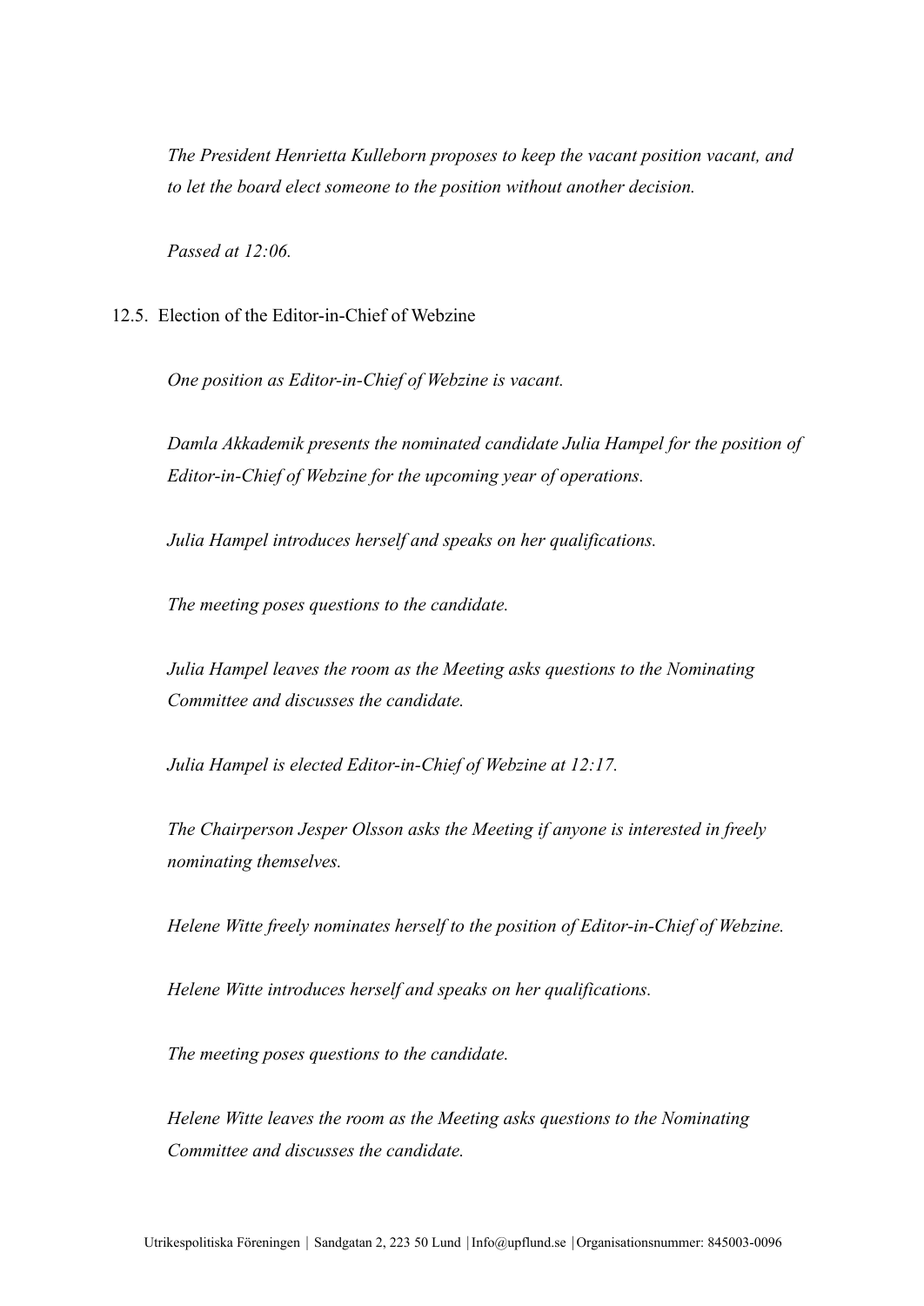*The President Henrietta Kulleborn proposes to keep the vacant position vacant, and to let the board elect someone to the position without another decision.*

*Passed at 12:06.*

12.5. Election of the Editor-in-Chief of Webzine

*One position as Editor-in-Chief of Webzine is vacant.*

*Damla Akkademik presents the nominated candidate Julia Hampel for the position of Editor-in-Chief of Webzine for the upcoming year of operations.*

*Julia Hampel introduces herself and speaks on her qualifications.*

*The meeting poses questions to the candidate.*

*Julia Hampel leaves the room as the Meeting asks questions to the Nominating Committee and discusses the candidate.*

*Julia Hampel is elected Editor-in-Chief of Webzine at 12:17.*

*The Chairperson Jesper Olsson asks the Meeting if anyone is interested in freely nominating themselves.*

*Helene Witte freely nominates herself to the position of Editor-in-Chief of Webzine.*

*Helene Witte introduces herself and speaks on her qualifications.*

*The meeting poses questions to the candidate.*

*Helene Witte leaves the room as the Meeting asks questions to the Nominating Committee and discusses the candidate.*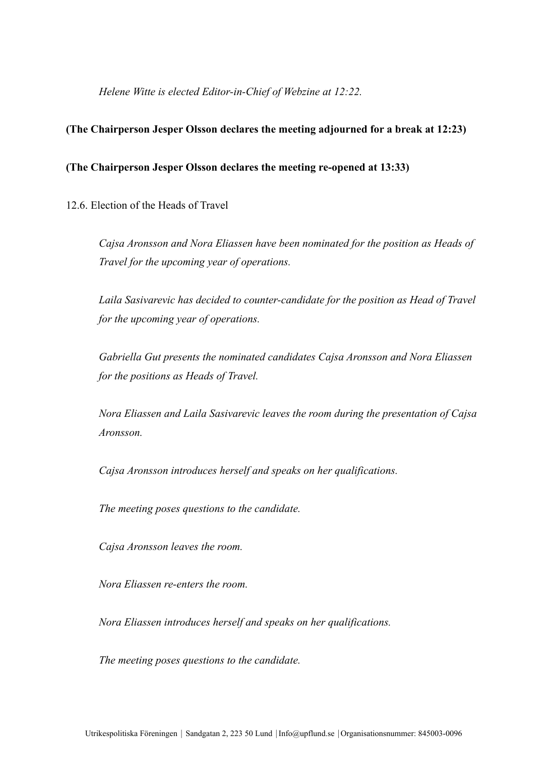*Helene Witte is elected Editor-in-Chief of Webzine at 12:22.*

**(The Chairperson Jesper Olsson declares the meeting adjourned for a break at 12:23)**

**(The Chairperson Jesper Olsson declares the meeting re-opened at 13:33)**

12.6. Election of the Heads of Travel

*Cajsa Aronsson and Nora Eliassen have been nominated for the position as Heads of Travel for the upcoming year of operations.*

*Laila Sasivarevic has decided to counter-candidate for the position as Head of Travel for the upcoming year of operations.*

*Gabriella Gut presents the nominated candidates Cajsa Aronsson and Nora Eliassen for the positions as Heads of Travel.*

*Nora Eliassen and Laila Sasivarevic leaves the room during the presentation of Cajsa Aronsson.*

*Cajsa Aronsson introduces herself and speaks on her qualifications.*

*The meeting poses questions to the candidate.*

*Cajsa Aronsson leaves the room.*

*Nora Eliassen re-enters the room.*

*Nora Eliassen introduces herself and speaks on her qualifications.*

*The meeting poses questions to the candidate.*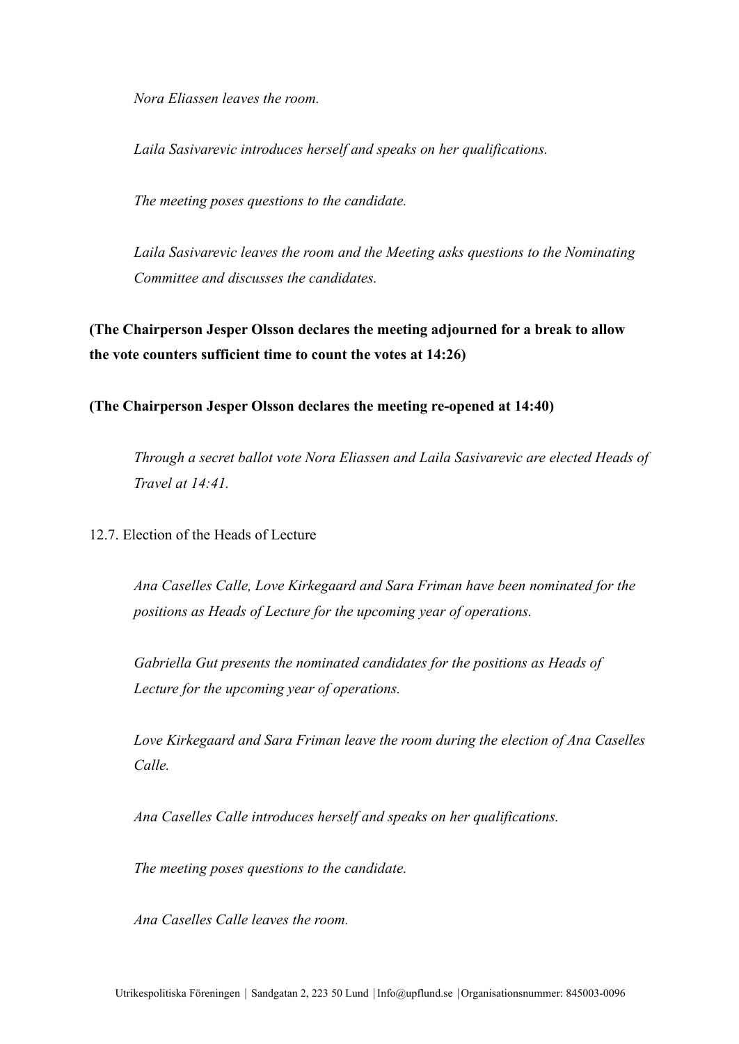*Nora Eliassen leaves the room.*

*Laila Sasivarevic introduces herself and speaks on her qualifications.*

*The meeting poses questions to the candidate.*

*Laila Sasivarevic leaves the room and the Meeting asks questions to the Nominating Committee and discusses the candidates.*

**(The Chairperson Jesper Olsson declares the meeting adjourned for a break to allow the vote counters sufficient time to count the votes at 14:26)**

**(The Chairperson Jesper Olsson declares the meeting re-opened at 14:40)**

*Through a secret ballot vote Nora Eliassen and Laila Sasivarevic are elected Heads of Travel at 14:41.*

12.7. Election of the Heads of Lecture

*Ana Caselles Calle, Love Kirkegaard and Sara Friman have been nominated for the positions as Heads of Lecture for the upcoming year of operations.*

*Gabriella Gut presents the nominated candidates for the positions as Heads of Lecture for the upcoming year of operations.*

*Love Kirkegaard and Sara Friman leave the room during the election of Ana Caselles Calle.*

*Ana Caselles Calle introduces herself and speaks on her qualifications.*

*The meeting poses questions to the candidate.*

*Ana Caselles Calle leaves the room.*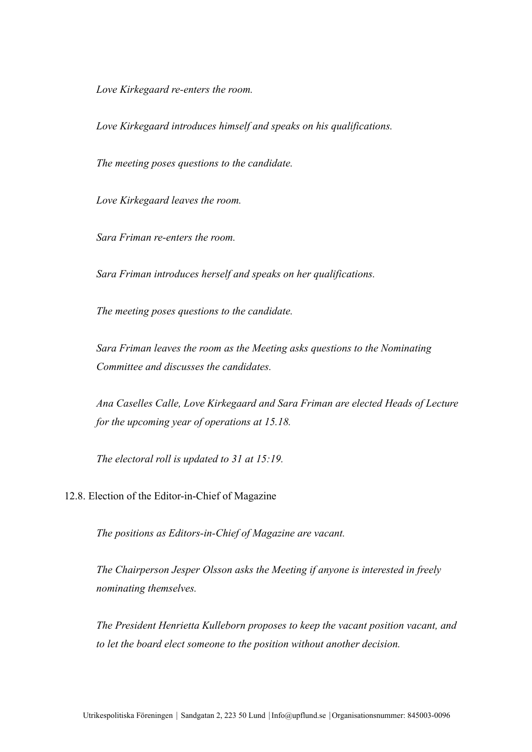*Love Kirkegaard re-enters the room.*

*Love Kirkegaard introduces himself and speaks on his qualifications.*

*The meeting poses questions to the candidate.*

*Love Kirkegaard leaves the room.*

*Sara Friman re-enters the room.*

*Sara Friman introduces herself and speaks on her qualifications.*

*The meeting poses questions to the candidate.*

*Sara Friman leaves the room as the Meeting asks questions to the Nominating Committee and discusses the candidates.*

*Ana Caselles Calle, Love Kirkegaard and Sara Friman are elected Heads of Lecture for the upcoming year of operations at 15.18.*

*The electoral roll is updated to 31 at 15:19.*

12.8. Election of the Editor-in-Chief of Magazine

*The positions as Editors-in-Chief of Magazine are vacant.*

*The Chairperson Jesper Olsson asks the Meeting if anyone is interested in freely nominating themselves.*

*The President Henrietta Kulleborn proposes to keep the vacant position vacant, and to let the board elect someone to the position without another decision.*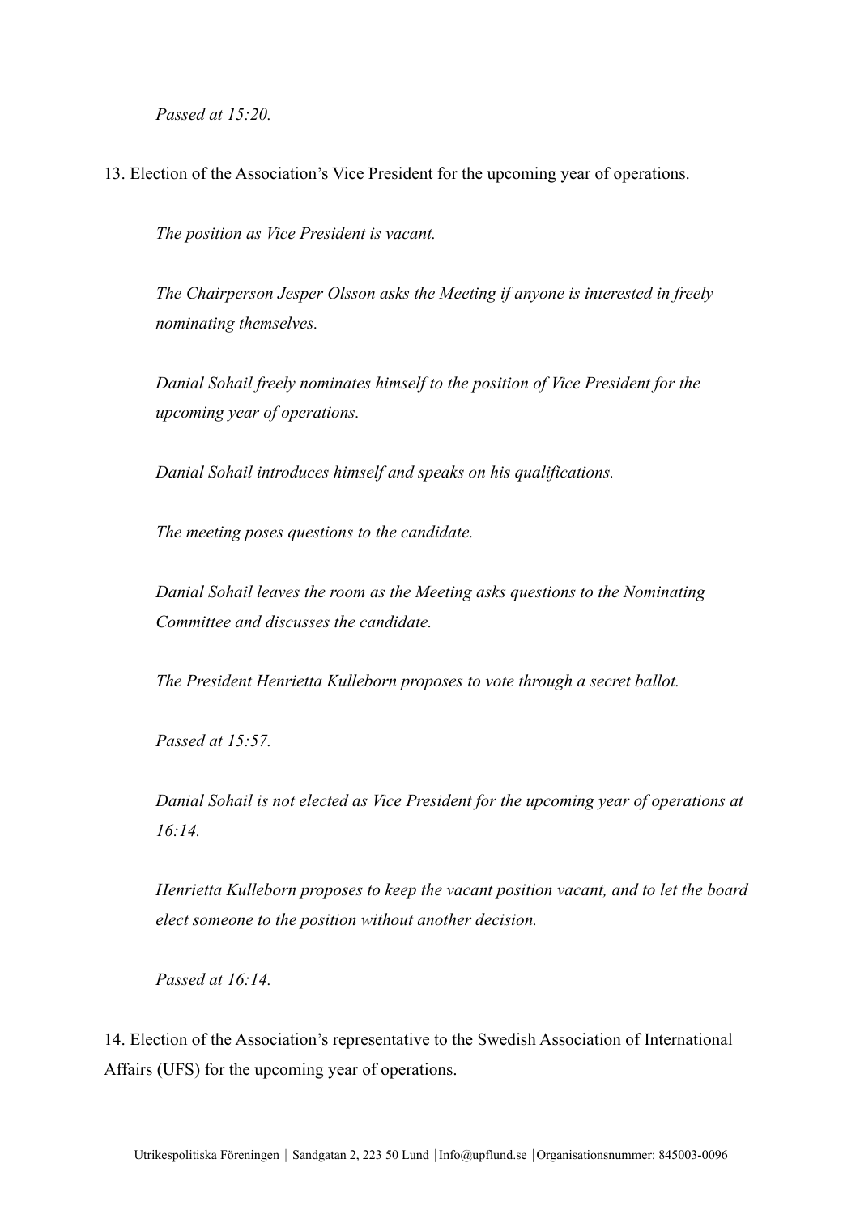*Passed at 15:20.*

13. Election of the Association's Vice President for the upcoming year of operations.

*The position as Vice President is vacant.*

*The Chairperson Jesper Olsson asks the Meeting if anyone is interested in freely nominating themselves.*

*Danial Sohail freely nominates himself to the position of Vice President for the upcoming year of operations.*

*Danial Sohail introduces himself and speaks on his qualifications.*

*The meeting poses questions to the candidate.*

*Danial Sohail leaves the room as the Meeting asks questions to the Nominating Committee and discusses the candidate.*

*The President Henrietta Kulleborn proposes to vote through a secret ballot.*

*Passed at 15:57.*

*Danial Sohail is not elected as Vice President for the upcoming year of operations at 16:14.*

*Henrietta Kulleborn proposes to keep the vacant position vacant, and to let the board elect someone to the position without another decision.*

*Passed at 16:14.*

14. Election of the Association's representative to the Swedish Association of International Affairs (UFS) for the upcoming year of operations.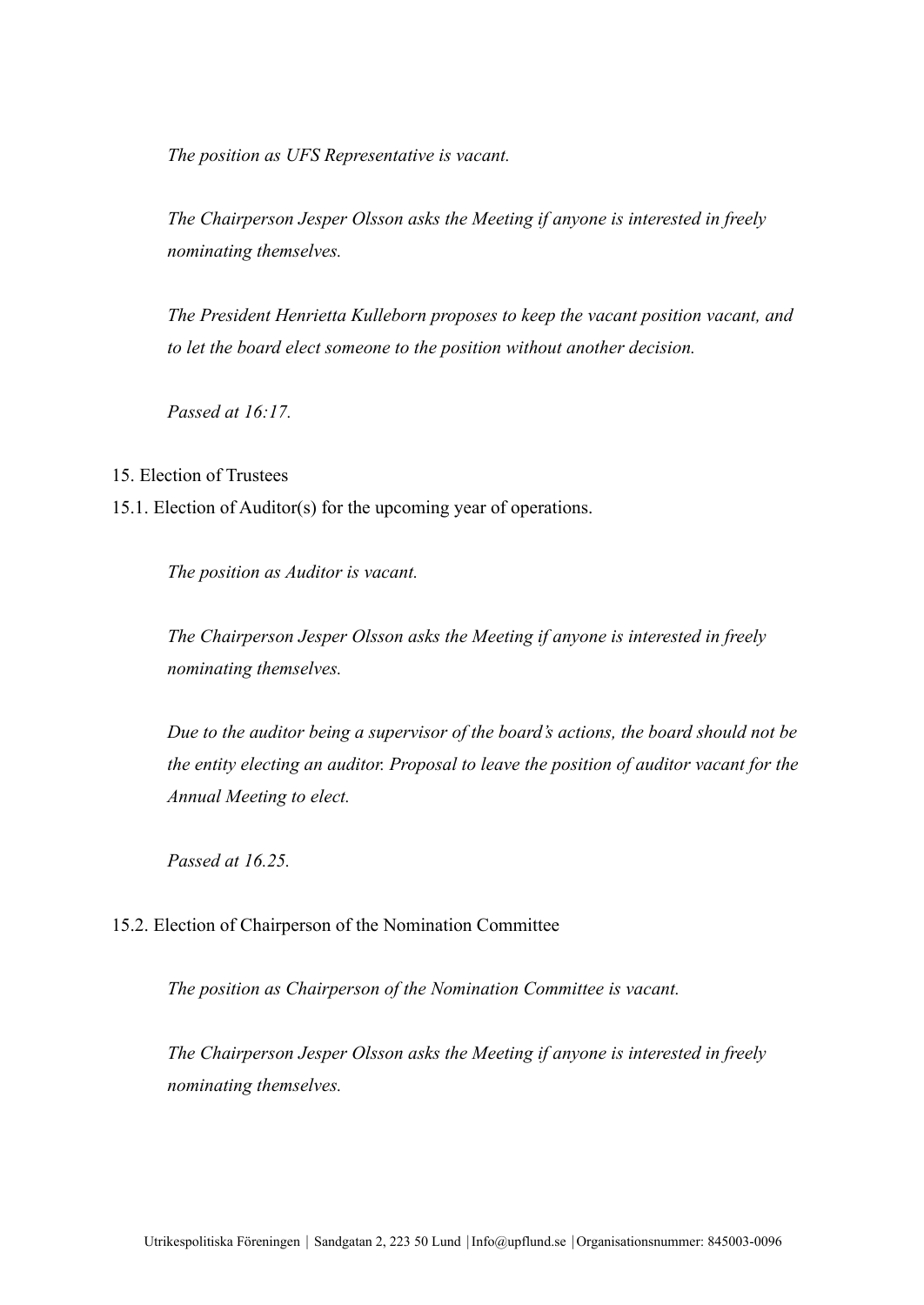*The position as UFS Representative is vacant.*

*The Chairperson Jesper Olsson asks the Meeting if anyone is interested in freely nominating themselves.*

*The President Henrietta Kulleborn proposes to keep the vacant position vacant, and to let the board elect someone to the position without another decision.*

*Passed at 16:17.*

15. Election of Trustees

15.1. Election of Auditor(s) for the upcoming year of operations.

*The position as Auditor is vacant.*

*The Chairperson Jesper Olsson asks the Meeting if anyone is interested in freely nominating themselves.*

*Due to the auditor being a supervisor of the board's actions, the board should not be the entity electing an auditor. Proposal to leave the position of auditor vacant for the Annual Meeting to elect.*

*Passed at 16.25.*

15.2. Election of Chairperson of the Nomination Committee

*The position as Chairperson of the Nomination Committee is vacant.*

*The Chairperson Jesper Olsson asks the Meeting if anyone is interested in freely nominating themselves.*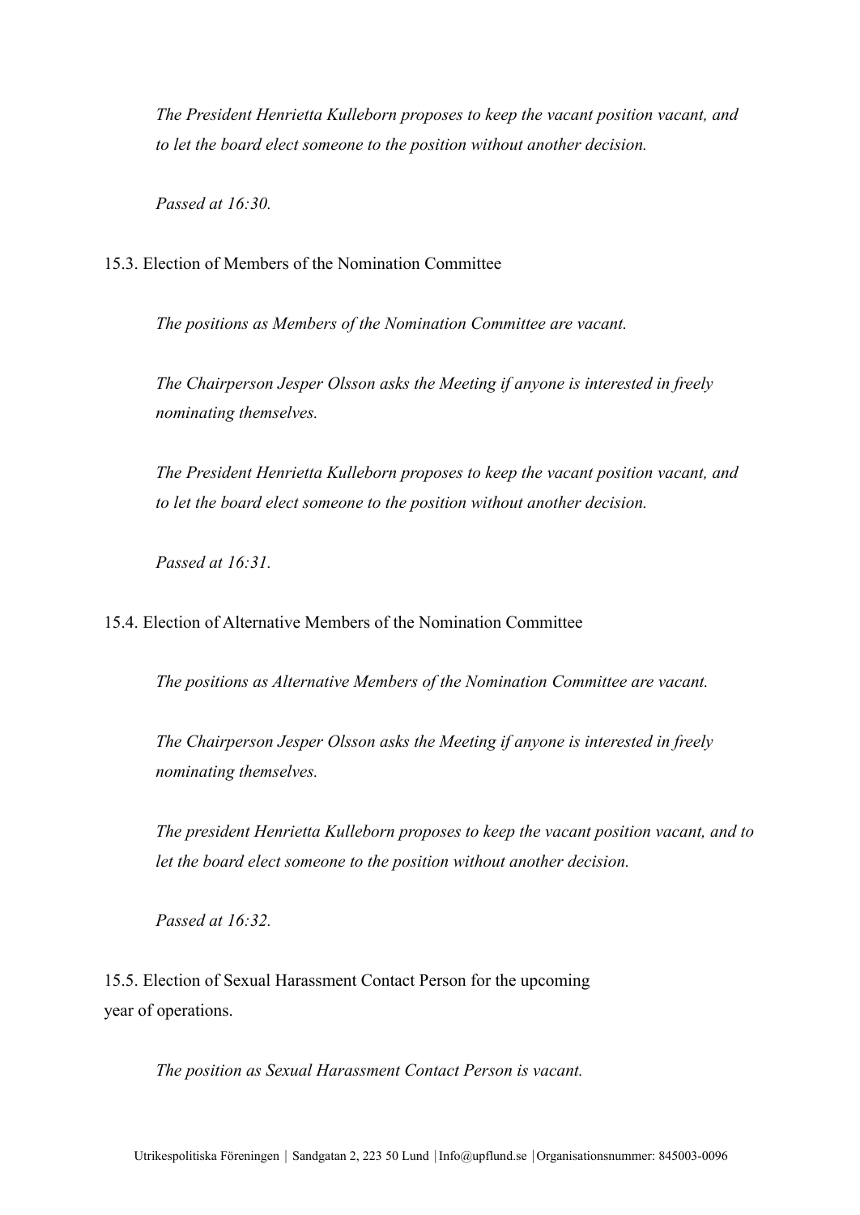*The President Henrietta Kulleborn proposes to keep the vacant position vacant, and to let the board elect someone to the position without another decision.*

*Passed at 16:30.*

15.3. Election of Members of the Nomination Committee

*The positions as Members of the Nomination Committee are vacant.*

*The Chairperson Jesper Olsson asks the Meeting if anyone is interested in freely nominating themselves.*

*The President Henrietta Kulleborn proposes to keep the vacant position vacant, and to let the board elect someone to the position without another decision.*

*Passed at 16:31.*

15.4. Election of Alternative Members of the Nomination Committee

*The positions as Alternative Members of the Nomination Committee are vacant.*

*The Chairperson Jesper Olsson asks the Meeting if anyone is interested in freely nominating themselves.*

*The president Henrietta Kulleborn proposes to keep the vacant position vacant, and to let the board elect someone to the position without another decision.*

*Passed at 16:32.*

15.5. Election of Sexual Harassment Contact Person for the upcoming year of operations.

*The position as Sexual Harassment Contact Person is vacant.*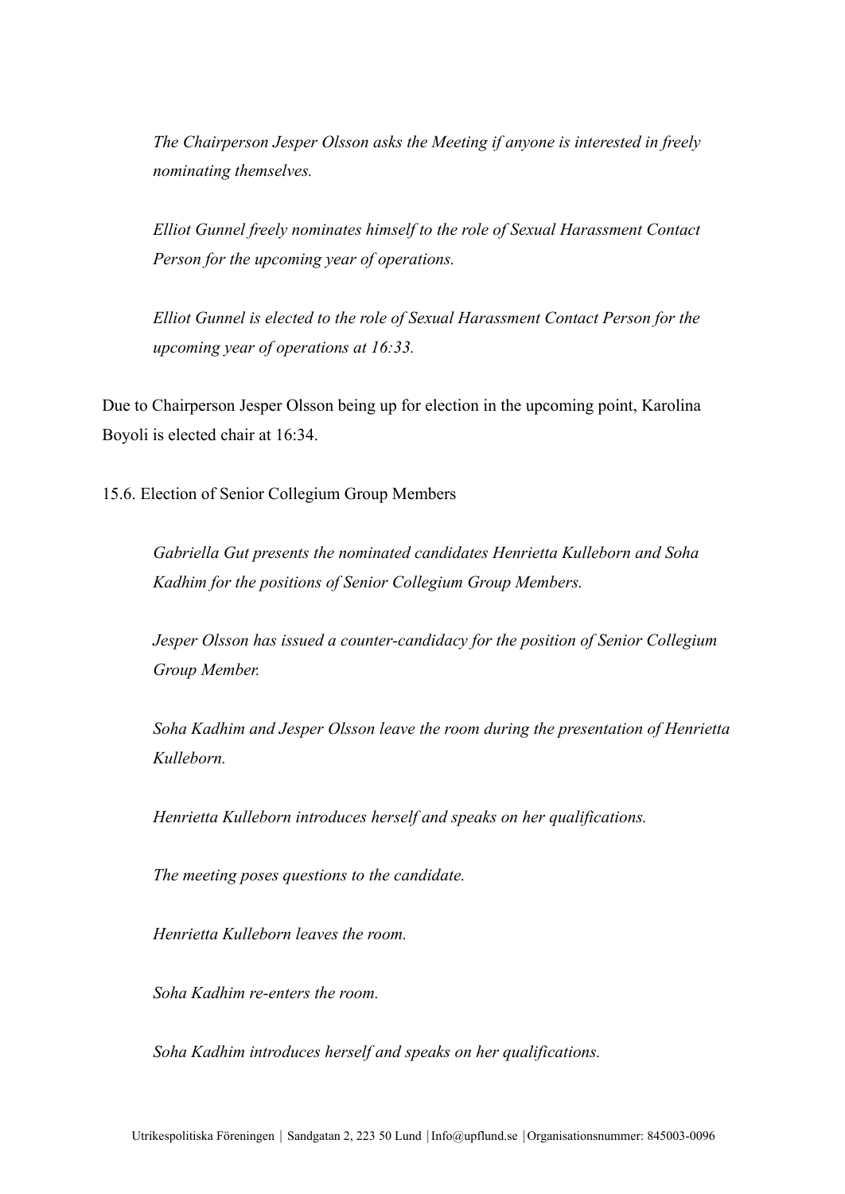*The Chairperson Jesper Olsson asks the Meeting if anyone is interested in freely nominating themselves.*

*Elliot Gunnel freely nominates himself to the role of Sexual Harassment Contact Person for the upcoming year of operations.*

*Elliot Gunnel is elected to the role of Sexual Harassment Contact Person for the upcoming year of operations at 16:33.*

Due to Chairperson Jesper Olsson being up for election in the upcoming point, Karolina Boyoli is elected chair at 16:34.

15.6. Election of Senior Collegium Group Members

*Gabriella Gut presents the nominated candidates Henrietta Kulleborn and Soha Kadhim for the positions of Senior Collegium Group Members.*

*Jesper Olsson has issued a counter-candidacy for the position of Senior Collegium Group Member.*

*Soha Kadhim and Jesper Olsson leave the room during the presentation of Henrietta Kulleborn.*

*Henrietta Kulleborn introduces herself and speaks on her qualifications.*

*The meeting poses questions to the candidate.*

*Henrietta Kulleborn leaves the room.*

*Soha Kadhim re-enters the room.*

*Soha Kadhim introduces herself and speaks on her qualifications.*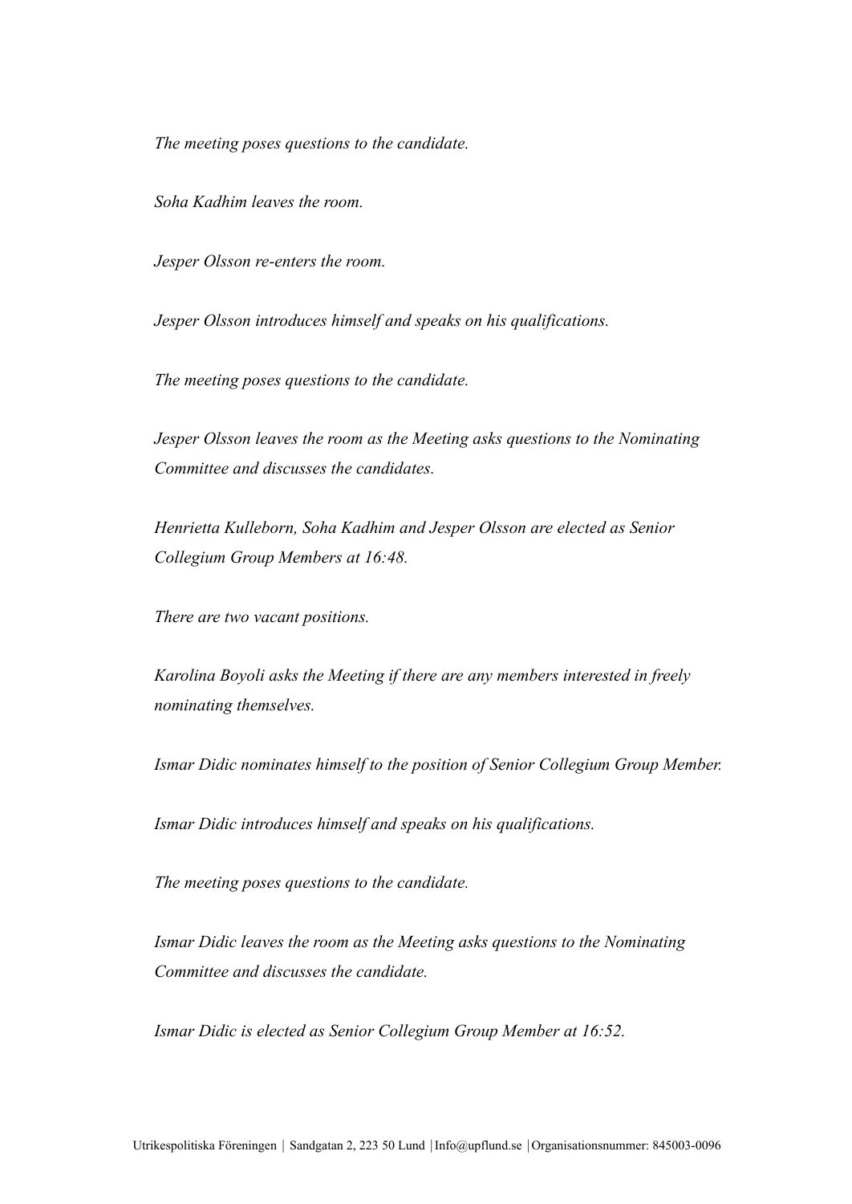*The meeting poses questions to the candidate.*

*Soha Kadhim leaves the room.*

*Jesper Olsson re-enters the room.*

*Jesper Olsson introduces himself and speaks on his qualifications.*

*The meeting poses questions to the candidate.*

*Jesper Olsson leaves the room as the Meeting asks questions to the Nominating Committee and discusses the candidates.*

*Henrietta Kulleborn, Soha Kadhim and Jesper Olsson are elected as Senior Collegium Group Members at 16:48.*

*There are two vacant positions.*

*Karolina Boyoli asks the Meeting if there are any members interested in freely nominating themselves.*

*Ismar Didic nominates himself to the position of Senior Collegium Group Member.*

*Ismar Didic introduces himself and speaks on his qualifications.*

*The meeting poses questions to the candidate.*

*Ismar Didic leaves the room as the Meeting asks questions to the Nominating Committee and discusses the candidate.*

*Ismar Didic is elected as Senior Collegium Group Member at 16:52.*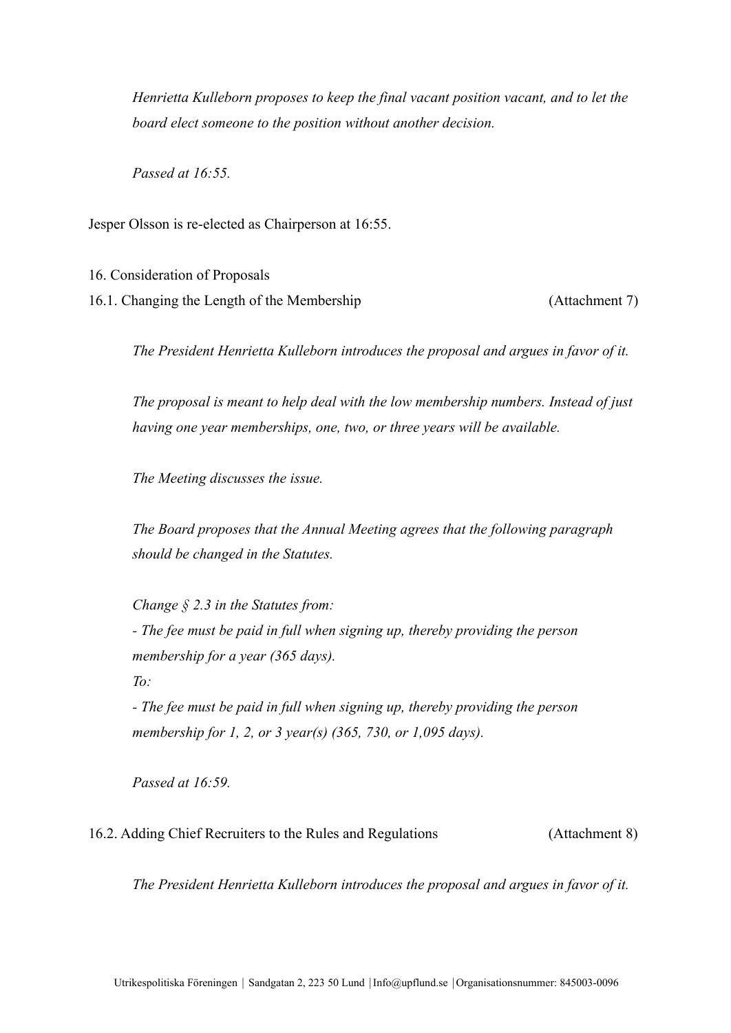*Henrietta Kulleborn proposes to keep the final vacant position vacant, and to let the board elect someone to the position without another decision.*

*Passed at 16:55.*

Jesper Olsson is re-elected as Chairperson at 16:55.

16. Consideration of Proposals

16.1. Changing the Length of the Membership (Attachment 7)

*The President Henrietta Kulleborn introduces the proposal and argues in favor of it.*

*The proposal is meant to help deal with the low membership numbers. Instead of just having one year memberships, one, two, or three years will be available.*

*The Meeting discusses the issue.*

*The Board proposes that the Annual Meeting agrees that the following paragraph should be changed in the Statutes.*

*Change § 2.3 in the Statutes from:*
*- The fee must be paid in full when signing up, thereby providing the person membership for a year (365 days).*
*To:*
*- The fee must be paid in full when signing up, thereby providing the person membership for 1, 2, or 3 year(s) (365, 730, or 1,095 days).*

*Passed at 16:59.*

16.2. Adding Chief Recruiters to the Rules and Regulations (Attachment 8)

*The President Henrietta Kulleborn introduces the proposal and argues in favor of it.*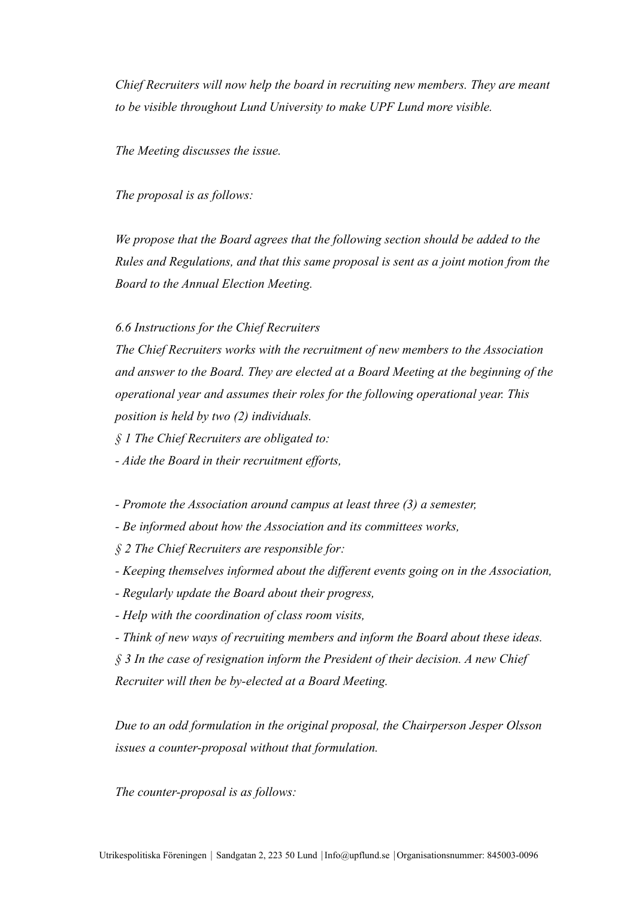*Chief Recruiters will now help the board in recruiting new members. They are meant to be visible throughout Lund University to make UPF Lund more visible.*

*The Meeting discusses the issue.*

*The proposal is as follows:*

*We propose that the Board agrees that the following section should be added to the Rules and Regulations, and that this same proposal is sent as a joint motion from the Board to the Annual Election Meeting.*

*6.6 Instructions for the Chief Recruiters*
*The Chief Recruiters works with the recruitment of new members to the Association and answer to the Board. They are elected at a Board Meeting at the beginning of the operational year and assumes their roles for the following operational year. This position is held by two (2) individuals.*
*§ 1 The Chief Recruiters are obligated to:*
*- Aide the Board in their recruitment efforts,*

*- Promote the Association around campus at least three (3) a semester,*
*- Be informed about how the Association and its committees works,*
*§ 2 The Chief Recruiters are responsible for:*
*- Keeping themselves informed about the different events going on in the Association,*
*- Regularly update the Board about their progress,*
*- Help with the coordination of class room visits,*
*- Think of new ways of recruiting members and inform the Board about these ideas.*
*§ 3 In the case of resignation inform the President of their decision. A new Chief Recruiter will then be by-elected at a Board Meeting.*

*Due to an odd formulation in the original proposal, the Chairperson Jesper Olsson issues a counter-proposal without that formulation.*

*The counter-proposal is as follows:*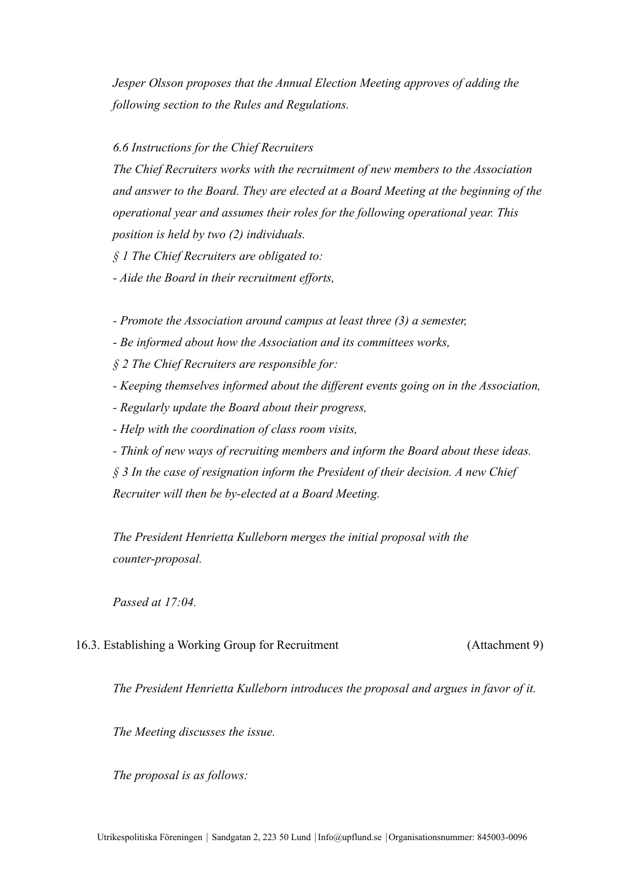*Jesper Olsson proposes that the Annual Election Meeting approves of adding the following section to the Rules and Regulations.*

*6.6 Instructions for the Chief Recruiters*

*The Chief Recruiters works with the recruitment of new members to the Association and answer to the Board. They are elected at a Board Meeting at the beginning of the operational year and assumes their roles for the following operational year. This position is held by two (2) individuals.*

*§ 1 The Chief Recruiters are obligated to:*

*- Aide the Board in their recruitment efforts,*

*- Promote the Association around campus at least three (3) a semester,*

*- Be informed about how the Association and its committees works,*

*§ 2 The Chief Recruiters are responsible for:*

*- Keeping themselves informed about the different events going on in the Association,*

*- Regularly update the Board about their progress,*

*- Help with the coordination of class room visits,*

*- Think of new ways of recruiting members and inform the Board about these ideas.*

*§ 3 In the case of resignation inform the President of their decision. A new Chief Recruiter will then be by-elected at a Board Meeting.*

*The President Henrietta Kulleborn merges the initial proposal with the counter-proposal.*

*Passed at 17:04.*

16.3. Establishing a Working Group for Recruitment (Attachment 9)

*The President Henrietta Kulleborn introduces the proposal and argues in favor of it.*

*The Meeting discusses the issue.*

*The proposal is as follows:*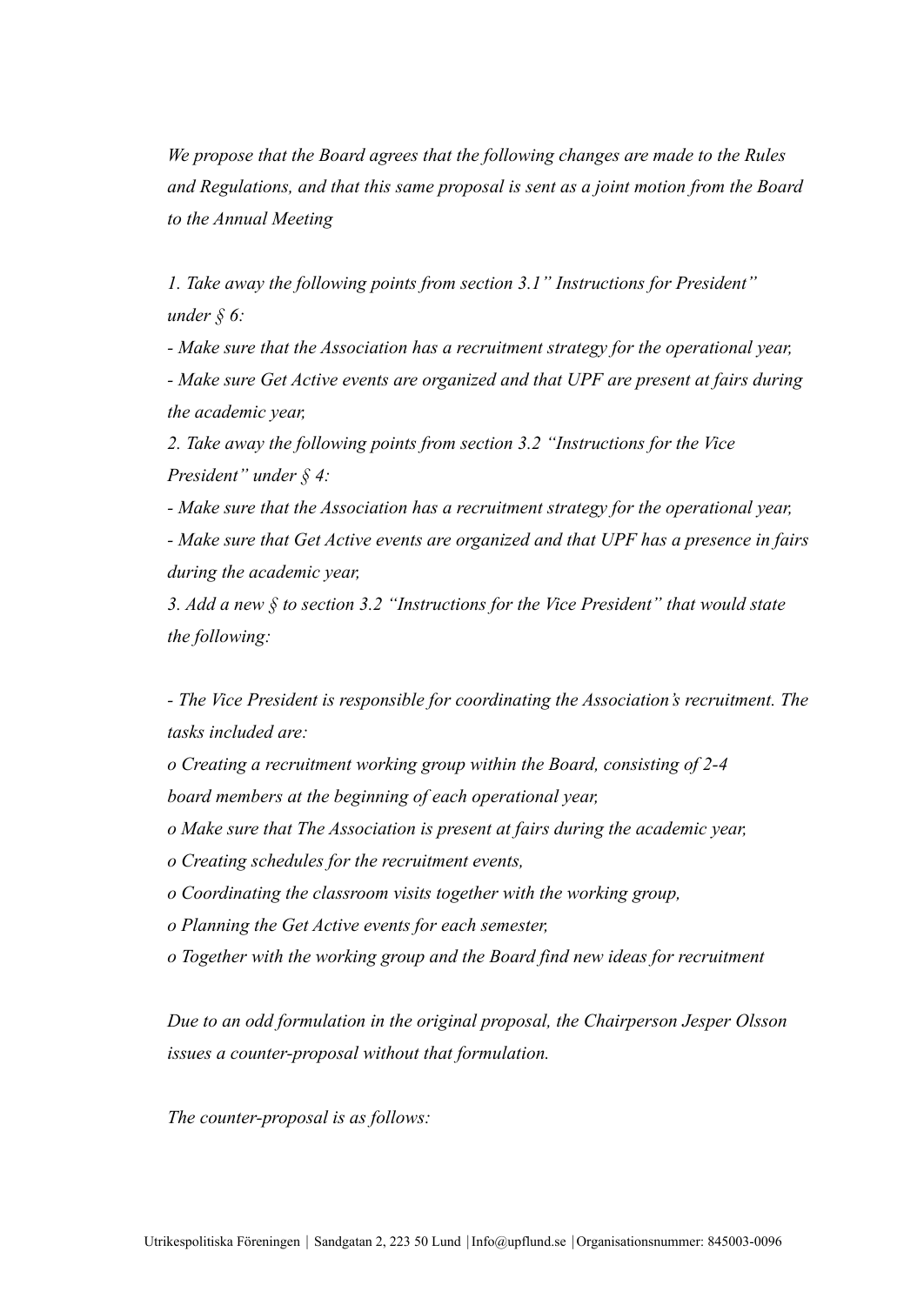*We propose that the Board agrees that the following changes are made to the Rules and Regulations, and that this same proposal is sent as a joint motion from the Board to the Annual Meeting*

*1. Take away the following points from section 3.1" Instructions for President" under § 6:*

*- Make sure that the Association has a recruitment strategy for the operational year,*

*- Make sure Get Active events are organized and that UPF are present at fairs during the academic year,*

*2. Take away the following points from section 3.2 "Instructions for the Vice President" under § 4:*

*- Make sure that the Association has a recruitment strategy for the operational year,*

*- Make sure that Get Active events are organized and that UPF has a presence in fairs during the academic year,*

*3. Add a new § to section 3.2 "Instructions for the Vice President" that would state the following:*

*- The Vice President is responsible for coordinating the Association's recruitment. The tasks included are:*

*o Creating a recruitment working group within the Board, consisting of 2-4 board members at the beginning of each operational year,*

*o Make sure that The Association is present at fairs during the academic year,*

*o Creating schedules for the recruitment events,*

*o Coordinating the classroom visits together with the working group,*

*o Planning the Get Active events for each semester,*

*o Together with the working group and the Board find new ideas for recruitment*

*Due to an odd formulation in the original proposal, the Chairperson Jesper Olsson issues a counter-proposal without that formulation.*

*The counter-proposal is as follows:*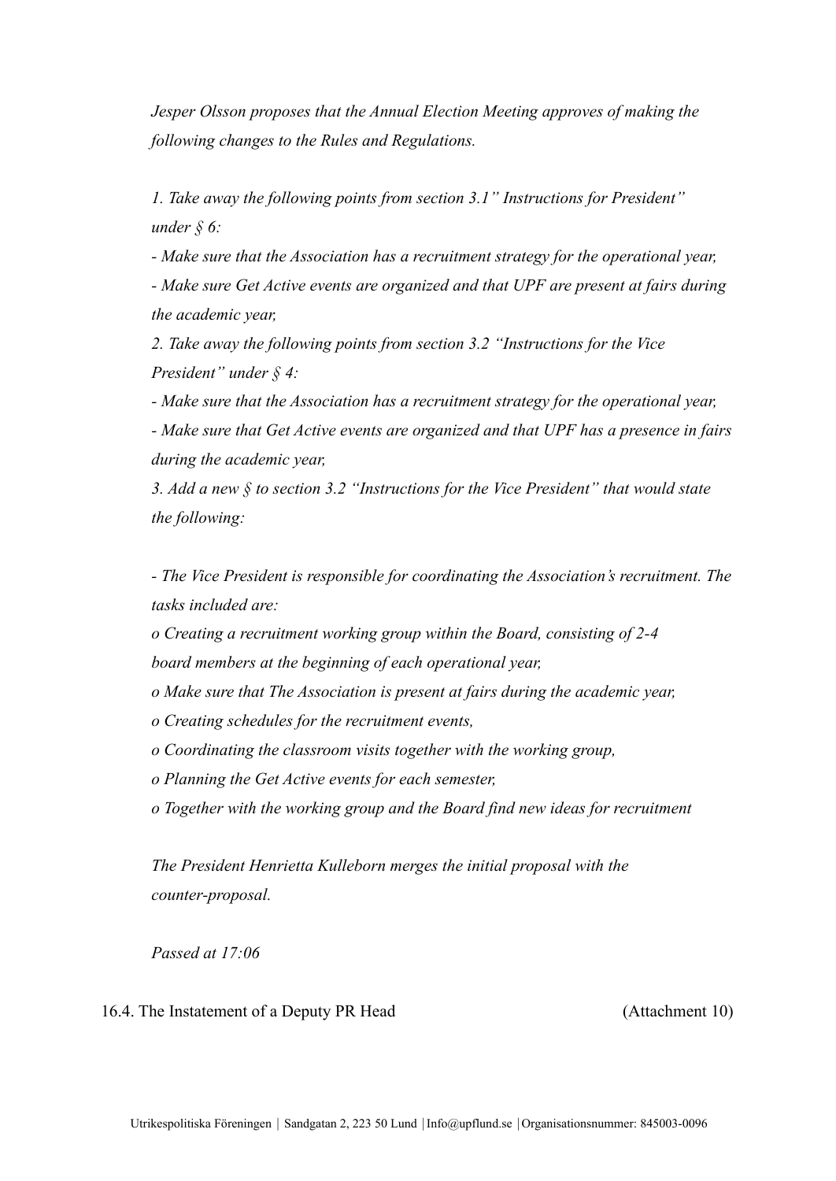*Jesper Olsson proposes that the Annual Election Meeting approves of making the following changes to the Rules and Regulations.*

*1. Take away the following points from section 3.1" Instructions for President" under § 6:*

*- Make sure that the Association has a recruitment strategy for the operational year,*

*- Make sure Get Active events are organized and that UPF are present at fairs during the academic year,*

*2. Take away the following points from section 3.2 "Instructions for the Vice President" under § 4:*

*- Make sure that the Association has a recruitment strategy for the operational year,*

*- Make sure that Get Active events are organized and that UPF has a presence in fairs during the academic year,*

*3. Add a new § to section 3.2 "Instructions for the Vice President" that would state the following:*

*- The Vice President is responsible for coordinating the Association's recruitment. The tasks included are:*

*o Creating a recruitment working group within the Board, consisting of 2-4 board members at the beginning of each operational year,*

*o Make sure that The Association is present at fairs during the academic year,*

*o Creating schedules for the recruitment events,*

*o Coordinating the classroom visits together with the working group,*

*o Planning the Get Active events for each semester,*

*o Together with the working group and the Board find new ideas for recruitment*

*The President Henrietta Kulleborn merges the initial proposal with the counter-proposal.*

*Passed at 17:06*

16.4. The Instatement of a Deputy PR Head (Attachment 10)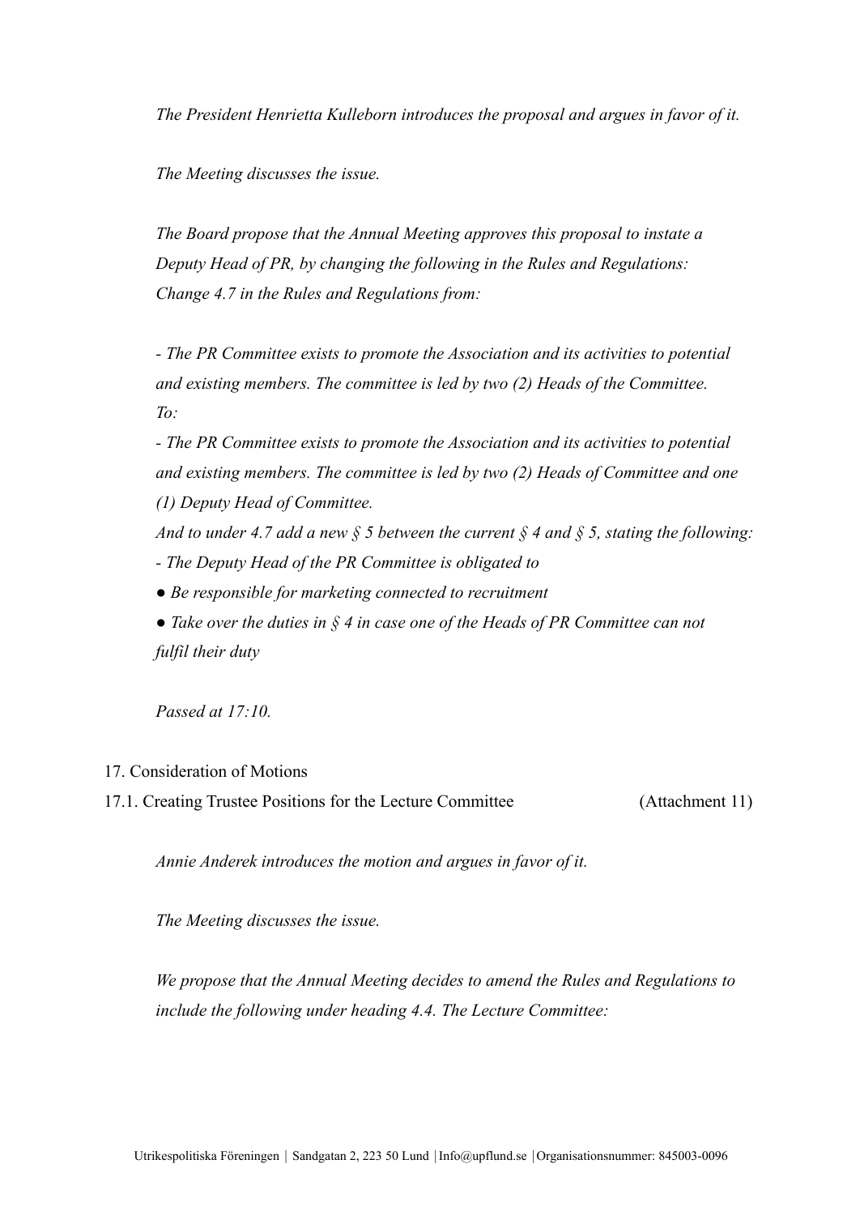*The President Henrietta Kulleborn introduces the proposal and argues in favor of it.*

*The Meeting discusses the issue.*

*The Board propose that the Annual Meeting approves this proposal to instate a Deputy Head of PR, by changing the following in the Rules and Regulations: Change 4.7 in the Rules and Regulations from:*

*- The PR Committee exists to promote the Association and its activities to potential and existing members. The committee is led by two (2) Heads of the Committee.*
*To:*

*- The PR Committee exists to promote the Association and its activities to potential and existing members. The committee is led by two (2) Heads of Committee and one (1) Deputy Head of Committee.*

*And to under 4.7 add a new § 5 between the current § 4 and § 5, stating the following:*

*- The Deputy Head of the PR Committee is obligated to*

*● Be responsible for marketing connected to recruitment*

*● Take over the duties in § 4 in case one of the Heads of PR Committee can not fulfil their duty*

*Passed at 17:10.*

17. Consideration of Motions

17.1. Creating Trustee Positions for the Lecture Committee (Attachment 11)

*Annie Anderek introduces the motion and argues in favor of it.*

*The Meeting discusses the issue.*

*We propose that the Annual Meeting decides to amend the Rules and Regulations to include the following under heading 4.4. The Lecture Committee:*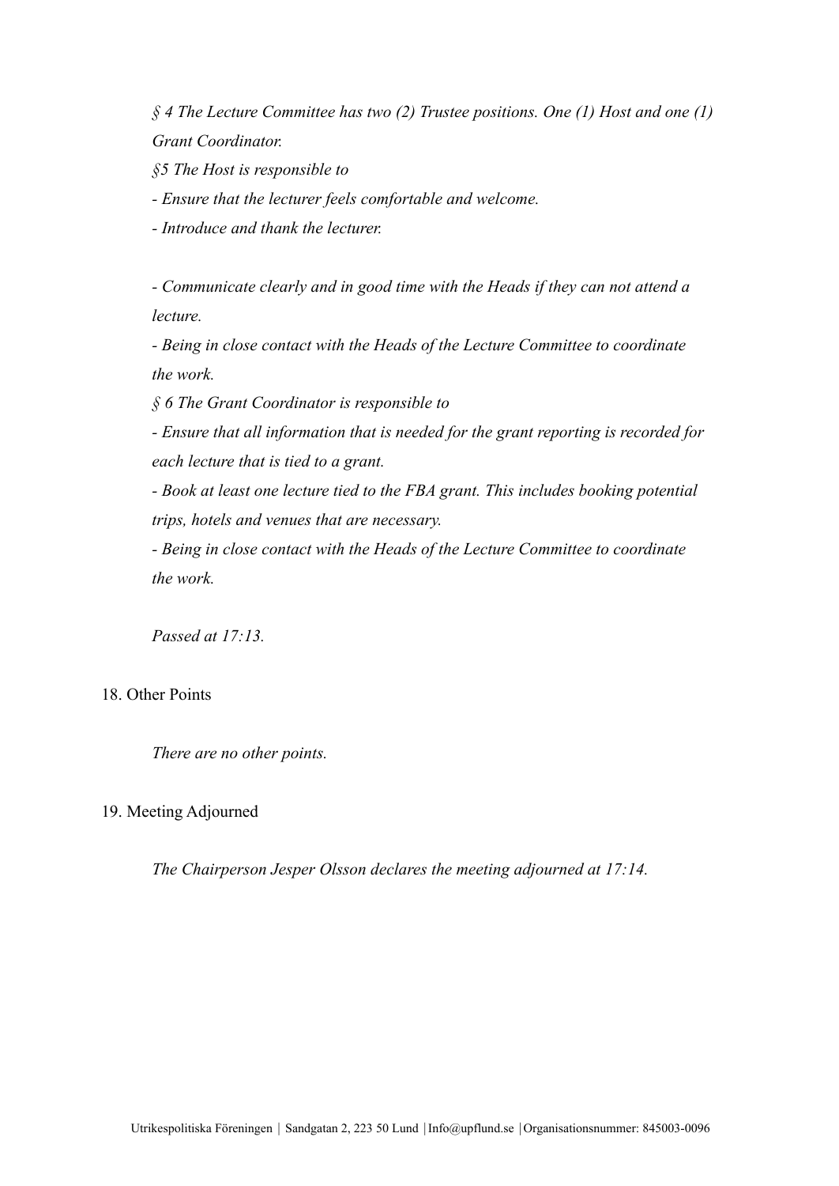*§ 4 The Lecture Committee has two (2) Trustee positions. One (1) Host and one (1) Grant Coordinator.*

*§5 The Host is responsible to*

*- Ensure that the lecturer feels comfortable and welcome.*

*- Introduce and thank the lecturer.*

*- Communicate clearly and in good time with the Heads if they can not attend a lecture.*

*- Being in close contact with the Heads of the Lecture Committee to coordinate the work.*

*§ 6 The Grant Coordinator is responsible to*

*- Ensure that all information that is needed for the grant reporting is recorded for each lecture that is tied to a grant.*

*- Book at least one lecture tied to the FBA grant. This includes booking potential trips, hotels and venues that are necessary.*

*- Being in close contact with the Heads of the Lecture Committee to coordinate the work.*

*Passed at 17:13.*

18. Other Points

*There are no other points.*

19. Meeting Adjourned

*The Chairperson Jesper Olsson declares the meeting adjourned at 17:14.*